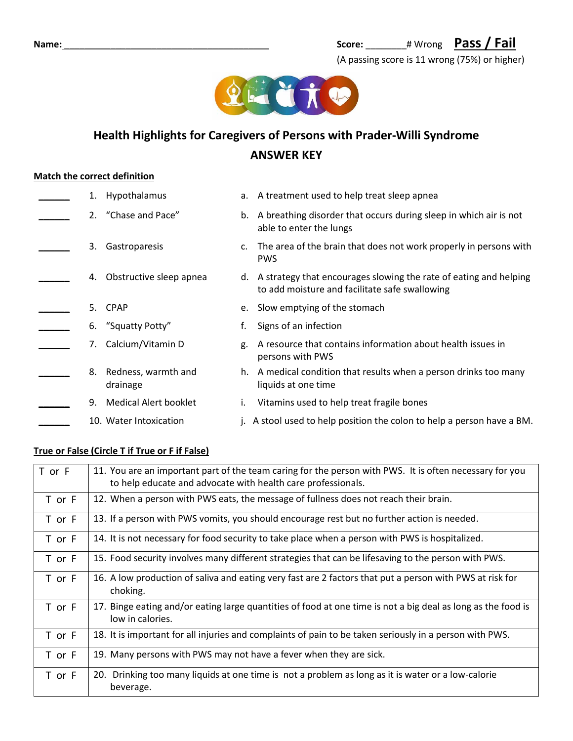Name:\_\_\_\_\_\_\_\_\_\_\_\_\_\_\_\_\_\_\_\_\_\_\_\_\_\_\_\_\_\_\_\_\_\_\_\_\_\_\_\_\_\_ Score: \_\_\_\_\_\_\_\_# Wrong **Pass / Fail**

(A passing score is 11 wrong (75%) or higher)

## Health Highlights for Caregivers of Persons with Prader-Willi Syndrome

## ANSWER KEY

**Match the correct definition**

| | | |
|---|---|---|
| \_\_\_\_\_\_ | 1. Hypothalamus | a. A treatment used to help treat sleep apnea |
| \_\_\_\_\_\_ | 2. "Chase and Pace" | b. A breathing disorder that occurs during sleep in which air is not able to enter the lungs |
| \_\_\_\_\_\_ | 3. Gastroparesis | c. The area of the brain that does not work properly in persons with PWS |
| \_\_\_\_\_\_ | 4. Obstructive sleep apnea | d. A strategy that encourages slowing the rate of eating and helping to add moisture and facilitate safe swallowing |
| \_\_\_\_\_\_ | 5. CPAP | e. Slow emptying of the stomach |
| \_\_\_\_\_\_ | 6. "Squatty Potty" | f. Signs of an infection |
| \_\_\_\_\_\_ | 7. Calcium/Vitamin D | g. A resource that contains information about health issues in persons with PWS |
| \_\_\_\_\_\_ | 8. Redness, warmth and drainage | h. A medical condition that results when a person drinks too many liquids at one time |
| \_\_\_\_\_\_ | 9. Medical Alert booklet | i. Vitamins used to help treat fragile bones |
| \_\_\_\_\_\_ | 10. Water Intoxication | j. A stool used to help position the colon to help a person have a BM. |

**True or False (Circle T if True or F if False)**

| | |
|---|---|
| T or F | 11. You are an important part of the team caring for the person with PWS. It is often necessary for you to help educate and advocate with health care professionals. |
| T or F | 12. When a person with PWS eats, the message of fullness does not reach their brain. |
| T or F | 13. If a person with PWS vomits, you should encourage rest but no further action is needed. |
| T or F | 14. It is not necessary for food security to take place when a person with PWS is hospitalized. |
| T or F | 15. Food security involves many different strategies that can be lifesaving to the person with PWS. |
| T or F | 16. A low production of saliva and eating very fast are 2 factors that put a person with PWS at risk for choking. |
| T or F | 17. Binge eating and/or eating large quantities of food at one time is not a big deal as long as the food is low in calories. |
| T or F | 18. It is important for all injuries and complaints of pain to be taken seriously in a person with PWS. |
| T or F | 19. Many persons with PWS may not have a fever when they are sick. |
| T or F | 20. Drinking too many liquids at one time is not a problem as long as it is water or a low-calorie beverage. |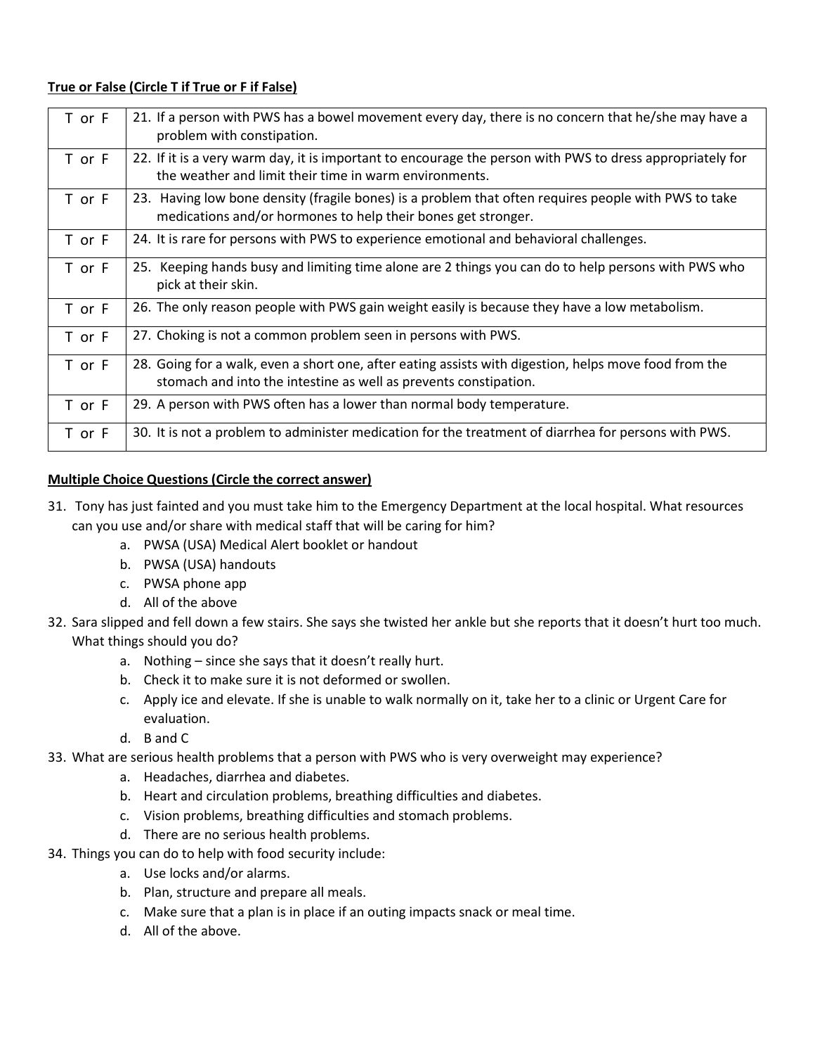**True or False (Circle T if True or F if False)**

| | |
|---|---|
| T or F | 21. If a person with PWS has a bowel movement every day, there is no concern that he/she may have a problem with constipation. |
| T or F | 22. If it is a very warm day, it is important to encourage the person with PWS to dress appropriately for the weather and limit their time in warm environments. |
| T or F | 23. Having low bone density (fragile bones) is a problem that often requires people with PWS to take medications and/or hormones to help their bones get stronger. |
| T or F | 24. It is rare for persons with PWS to experience emotional and behavioral challenges. |
| T or F | 25. Keeping hands busy and limiting time alone are 2 things you can do to help persons with PWS who pick at their skin. |
| T or F | 26. The only reason people with PWS gain weight easily is because they have a low metabolism. |
| T or F | 27. Choking is not a common problem seen in persons with PWS. |
| T or F | 28. Going for a walk, even a short one, after eating assists with digestion, helps move food from the stomach and into the intestine as well as prevents constipation. |
| T or F | 29. A person with PWS often has a lower than normal body temperature. |
| T or F | 30. It is not a problem to administer medication for the treatment of diarrhea for persons with PWS. |

**Multiple Choice Questions (Circle the correct answer)**

31. Tony has just fainted and you must take him to the Emergency Department at the local hospital. What resources can you use and/or share with medical staff that will be caring for him?
    a. PWSA (USA) Medical Alert booklet or handout
    b. PWSA (USA) handouts
    c. PWSA phone app
    d. All of the above
32. Sara slipped and fell down a few stairs. She says she twisted her ankle but she reports that it doesn't hurt too much. What things should you do?
    a. Nothing – since she says that it doesn't really hurt.
    b. Check it to make sure it is not deformed or swollen.
    c. Apply ice and elevate. If she is unable to walk normally on it, take her to a clinic or Urgent Care for evaluation.
    d. B and C
33. What are serious health problems that a person with PWS who is very overweight may experience?
    a. Headaches, diarrhea and diabetes.
    b. Heart and circulation problems, breathing difficulties and diabetes.
    c. Vision problems, breathing difficulties and stomach problems.
    d. There are no serious health problems.
34. Things you can do to help with food security include:
    a. Use locks and/or alarms.
    b. Plan, structure and prepare all meals.
    c. Make sure that a plan is in place if an outing impacts snack or meal time.
    d. All of the above.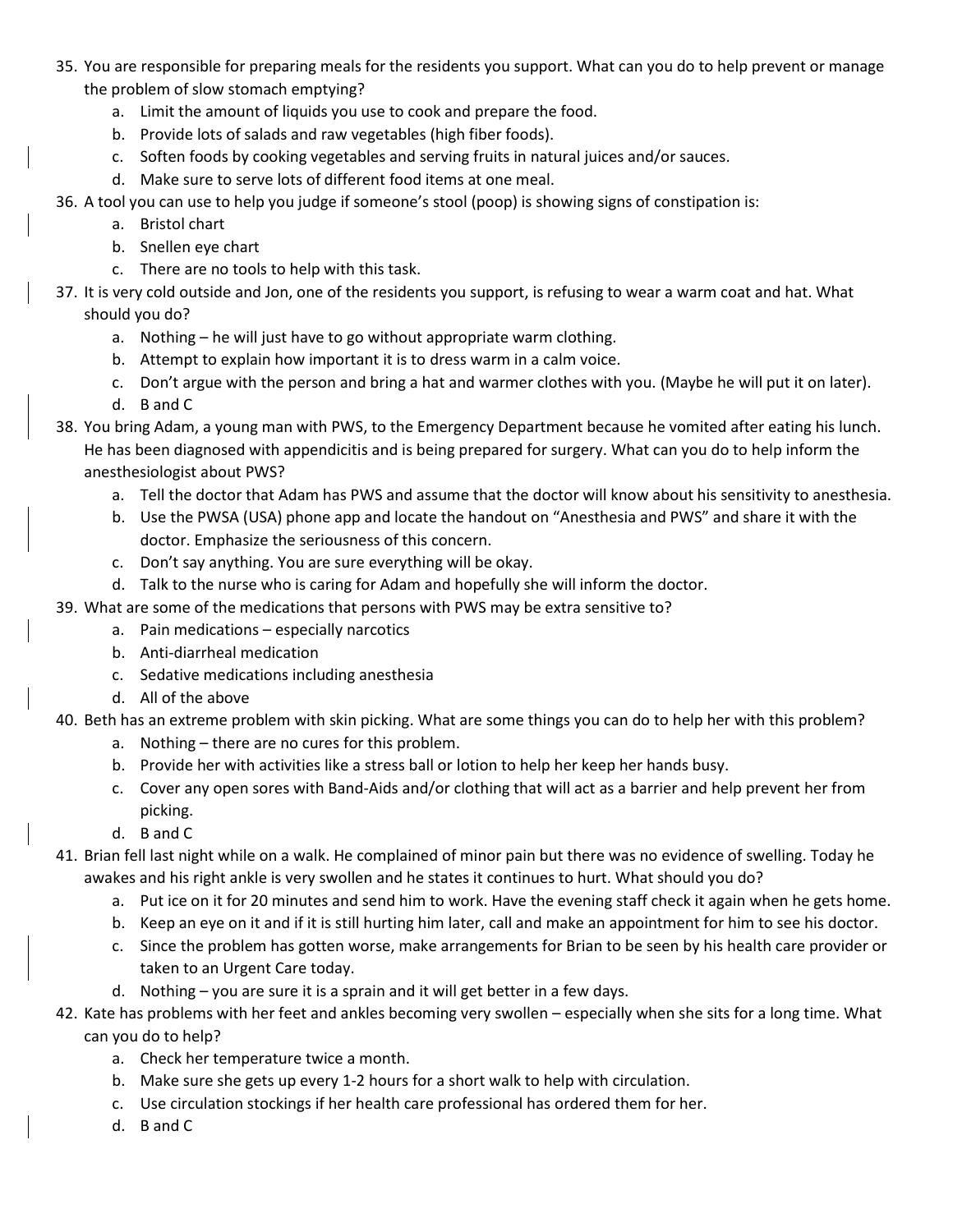35. You are responsible for preparing meals for the residents you support. What can you do to help prevent or manage the problem of slow stomach emptying?
    a. Limit the amount of liquids you use to cook and prepare the food.
    b. Provide lots of salads and raw vegetables (high fiber foods).
    c. Soften foods by cooking vegetables and serving fruits in natural juices and/or sauces.
    d. Make sure to serve lots of different food items at one meal.
36. A tool you can use to help you judge if someone's stool (poop) is showing signs of constipation is:
    a. Bristol chart
    b. Snellen eye chart
    c. There are no tools to help with this task.
37. It is very cold outside and Jon, one of the residents you support, is refusing to wear a warm coat and hat. What should you do?
    a. Nothing – he will just have to go without appropriate warm clothing.
    b. Attempt to explain how important it is to dress warm in a calm voice.
    c. Don't argue with the person and bring a hat and warmer clothes with you. (Maybe he will put it on later).
    d. B and C
38. You bring Adam, a young man with PWS, to the Emergency Department because he vomited after eating his lunch. He has been diagnosed with appendicitis and is being prepared for surgery. What can you do to help inform the anesthesiologist about PWS?
    a. Tell the doctor that Adam has PWS and assume that the doctor will know about his sensitivity to anesthesia.
    b. Use the PWSA (USA) phone app and locate the handout on "Anesthesia and PWS" and share it with the doctor. Emphasize the seriousness of this concern.
    c. Don't say anything. You are sure everything will be okay.
    d. Talk to the nurse who is caring for Adam and hopefully she will inform the doctor.
39. What are some of the medications that persons with PWS may be extra sensitive to?
    a. Pain medications – especially narcotics
    b. Anti-diarrheal medication
    c. Sedative medications including anesthesia
    d. All of the above
40. Beth has an extreme problem with skin picking. What are some things you can do to help her with this problem?
    a. Nothing – there are no cures for this problem.
    b. Provide her with activities like a stress ball or lotion to help her keep her hands busy.
    c. Cover any open sores with Band-Aids and/or clothing that will act as a barrier and help prevent her from picking.
    d. B and C
41. Brian fell last night while on a walk. He complained of minor pain but there was no evidence of swelling. Today he awakes and his right ankle is very swollen and he states it continues to hurt. What should you do?
    a. Put ice on it for 20 minutes and send him to work. Have the evening staff check it again when he gets home.
    b. Keep an eye on it and if it is still hurting him later, call and make an appointment for him to see his doctor.
    c. Since the problem has gotten worse, make arrangements for Brian to be seen by his health care provider or taken to an Urgent Care today.
    d. Nothing – you are sure it is a sprain and it will get better in a few days.
42. Kate has problems with her feet and ankles becoming very swollen – especially when she sits for a long time. What can you do to help?
    a. Check her temperature twice a month.
    b. Make sure she gets up every 1-2 hours for a short walk to help with circulation.
    c. Use circulation stockings if her health care professional has ordered them for her.
    d. B and C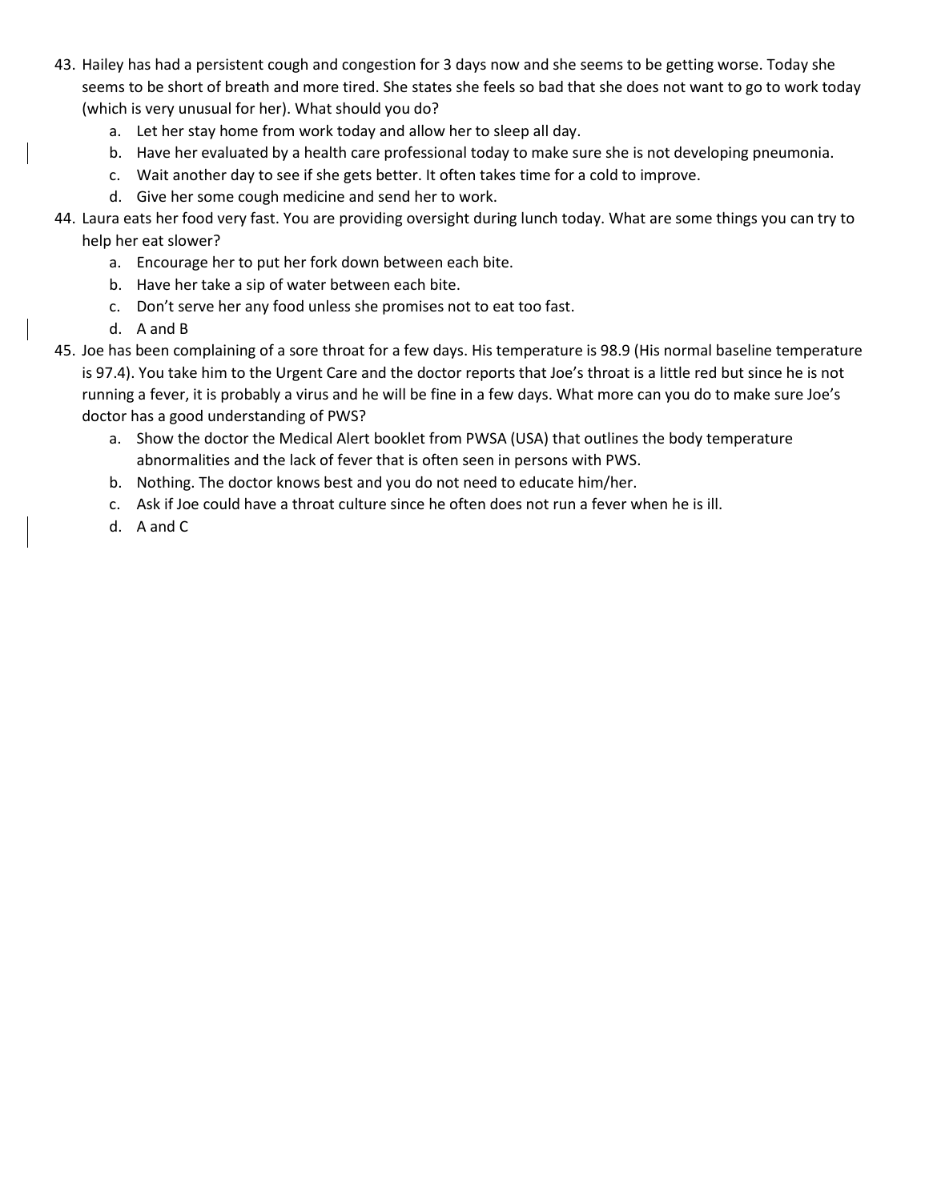43. Hailey has had a persistent cough and congestion for 3 days now and she seems to be getting worse. Today she seems to be short of breath and more tired. She states she feels so bad that she does not want to go to work today (which is very unusual for her). What should you do?
    a. Let her stay home from work today and allow her to sleep all day.
    b. Have her evaluated by a health care professional today to make sure she is not developing pneumonia.
    c. Wait another day to see if she gets better. It often takes time for a cold to improve.
    d. Give her some cough medicine and send her to work.
44. Laura eats her food very fast. You are providing oversight during lunch today. What are some things you can try to help her eat slower?
    a. Encourage her to put her fork down between each bite.
    b. Have her take a sip of water between each bite.
    c. Don't serve her any food unless she promises not to eat too fast.
    d. A and B
45. Joe has been complaining of a sore throat for a few days. His temperature is 98.9 (His normal baseline temperature is 97.4). You take him to the Urgent Care and the doctor reports that Joe's throat is a little red but since he is not running a fever, it is probably a virus and he will be fine in a few days. What more can you do to make sure Joe's doctor has a good understanding of PWS?
    a. Show the doctor the Medical Alert booklet from PWSA (USA) that outlines the body temperature abnormalities and the lack of fever that is often seen in persons with PWS.
    b. Nothing. The doctor knows best and you do not need to educate him/her.
    c. Ask if Joe could have a throat culture since he often does not run a fever when he is ill.
    d. A and C